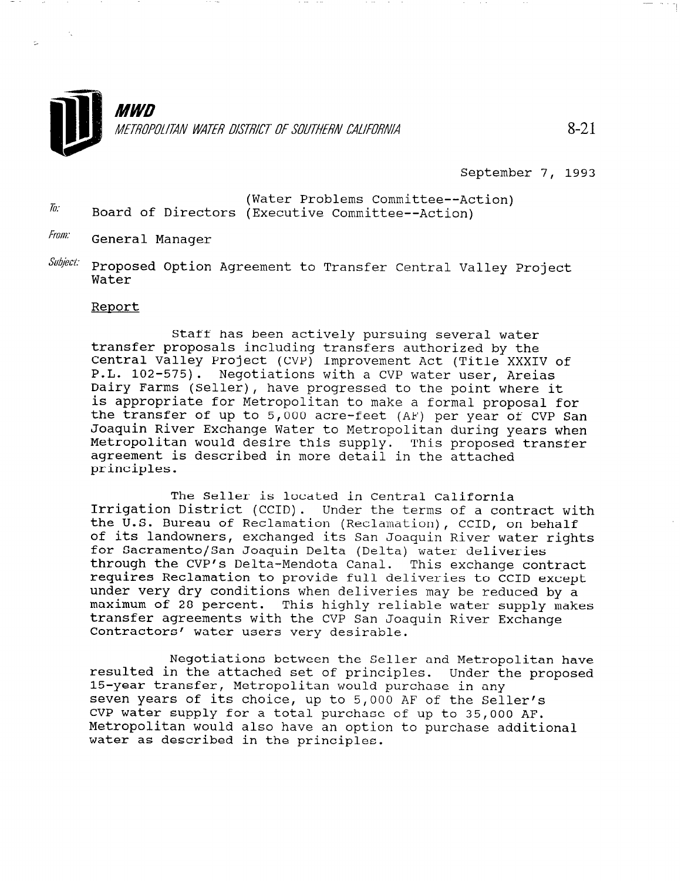**MWD**

*METROPOLITAN WATER DISTRICT OF SOUTHERN CALIFORNIA*

8-21

September 7, 1993

To: Board of Directors (Water Problems Committee--Action) (Executive Committee--Action)

From: General Manager

Subject: Proposed Option Agreement to Transfer Central Valley Project Water

## Report

Staff has been actively pursuing several water transfer proposals including transfers authorized by the Central Valley Project (CVP) Improvement Act (Title XXXIV of P.L. 102-575). Negotiations with a CVP water user, Areias Dairy Farms (Seller), have progressed to the point where it is appropriate for Metropolitan to make a formal proposal for the transfer of up to 5,000 acre-feet (AF) per year of CVP San Joaquin River Exchange Water to Metropolitan during years when Metropolitan would desire this supply. This proposed transfer agreement is described in more detail in the attached principles.

The Seller is located in Central California Irrigation District (CCID). Under the terms of a contract with the U.S. Bureau of Reclamation (Reclamation), CCID, on behalf of its landowners, exchanged its San Joaquin River water rights for Sacramento/San Joaquin Delta (Delta) water deliveries through the CVP's Delta-Mendota Canal. This exchange contract requires Reclamation to provide full deliveries to CCID except under very dry conditions when deliveries may be reduced by a maximum of 28 percent. This highly reliable water supply makes transfer agreements with the CVP San Joaquin River Exchange Contractors' water users very desirable.

Negotiations between the Seller and Metropolitan have resulted in the attached set of principles. Under the proposed 15-year transfer, Metropolitan would purchase in any seven years of its choice, up to 5,000 AF of the Seller's CVP water supply for a total purchase of up to 35,000 AF. Metropolitan would also have an option to purchase additional water as described in the principles.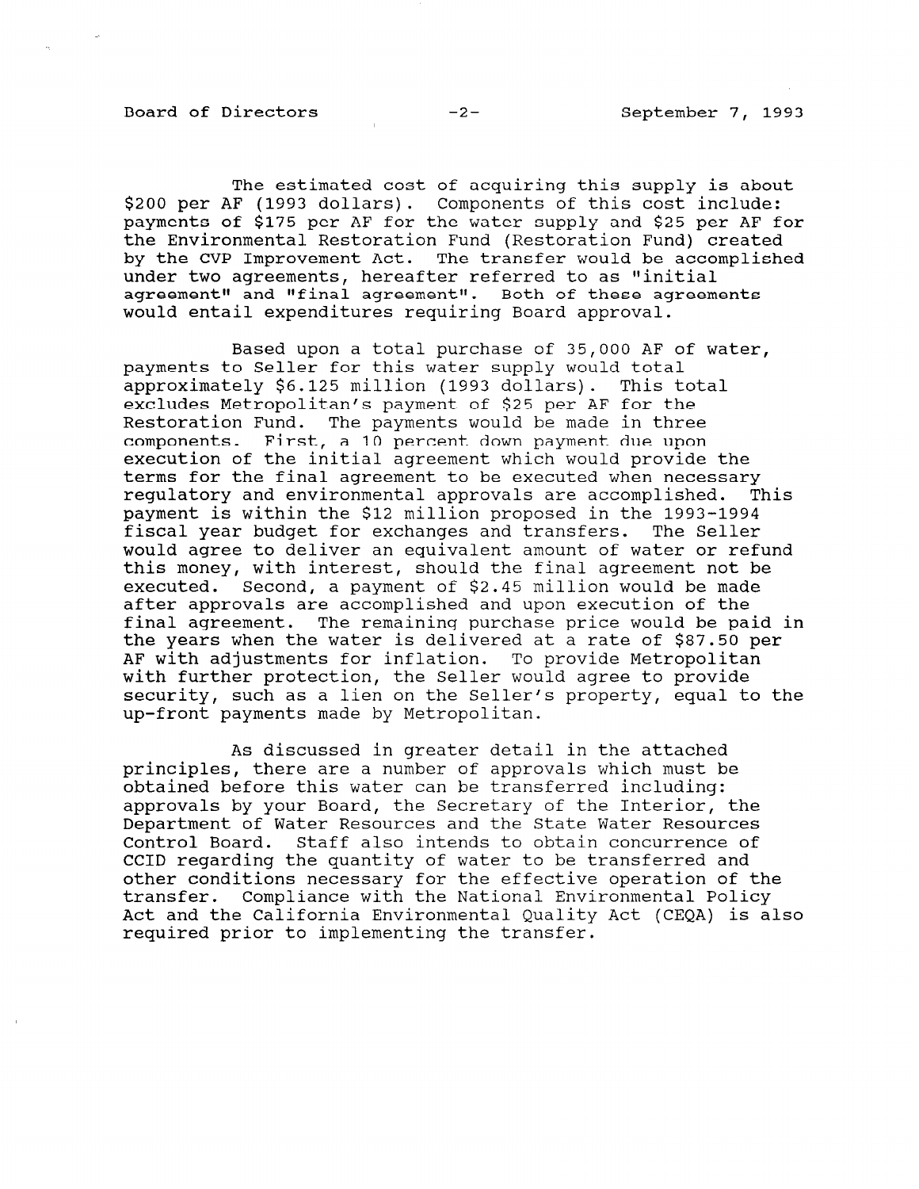The estimated cost of acquiring this supply is about $200 per AF (1993 dollars). Components of this cost include: payments of $175 per AF for the water supply and $25 per AF for the Environmental Restoration Fund (Restoration Fund) created by the CVP Improvement Act. The transfer would be accomplished under two agreements, hereafter referred to as "initial agreement" and "final agreement". Both of these agreements would entail expenditures requiring Board approval.

Based upon a total purchase of 35,000 AF of water, payments to Seller for this water supply would total approximately $6.125 million (1993 dollars). This total excludes Metropolitan's payment of $25 per AF for the Restoration Fund. The payments would be made in three components. First, a 10 percent down payment due upon execution of the initial agreement which would provide the terms for the final agreement to be executed when necessary regulatory and environmental approvals are accomplished. This payment is within the $12 million proposed in the 1993-1994 fiscal year budget for exchanges and transfers. The Seller would agree to deliver an equivalent amount of water or refund this money, with interest, should the final agreement not be executed. Second, a payment of $2.45 million would be made after approvals are accomplished and upon execution of the final agreement. The remaining purchase price would be paid in the years when the water is delivered at a rate of $87.50 per AF with adjustments for inflation. To provide Metropolitan with further protection, the Seller would agree to provide security, such as a lien on the Seller's property, equal to the up-front payments made by Metropolitan.

As discussed in greater detail in the attached principles, there are a number of approvals which must be obtained before this water can be transferred including: approvals by your Board, the Secretary of the Interior, the Department of Water Resources and the State Water Resources Control Board. Staff also intends to obtain concurrence of CCID regarding the quantity of water to be transferred and other conditions necessary for the effective operation of the transfer. Compliance with the National Environmental Policy Act and the California Environmental Quality Act (CEQA) is also required prior to implementing the transfer.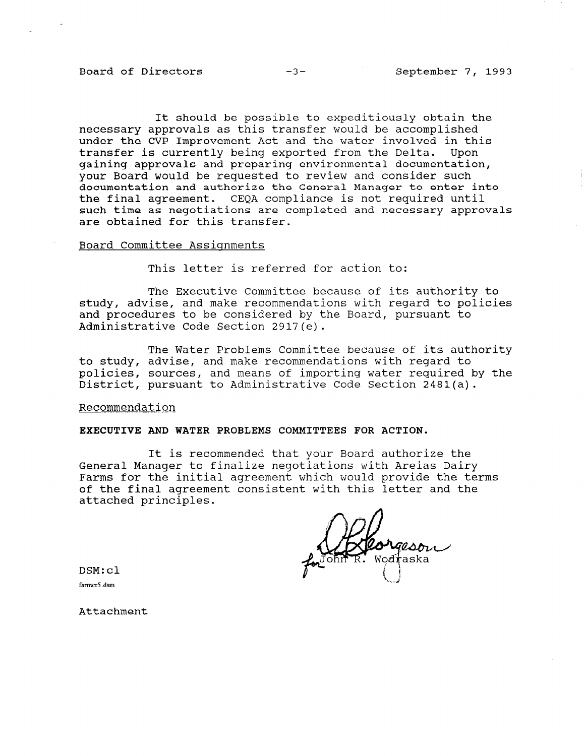It should be possible to expeditiously obtain the necessary approvals as this transfer would be accomplished under the CVP Improvement Act and the water involved in this transfer is currently being exported from the Delta. Upon gaining approvals and preparing environmental documentation, your Board would be requested to review and consider such documentation and authorize the General Manager to enter into the final agreement. CEQA compliance is not required until such time as negotiations are completed and necessary approvals are obtained for this transfer.

Board Committee Assignments

This letter is referred for action to:

The Executive Committee because of its authority to study, advise, and make recommendations with regard to policies and procedures to be considered by the Board, pursuant to Administrative Code Section 2917(e).

The Water Problems Committee because of its authority to study, advise, and make recommendations with regard to policies, sources, and means of importing water required by the District, pursuant to Administrative Code Section 2481(a).

Recommendation

**EXECUTIVE AND WATER PROBLEMS COMMITTEES FOR ACTION.**

It is recommended that your Board authorize the General Manager to finalize negotiations with Areias Dairy Farms for the initial agreement which would provide the terms of the final agreement consistent with this letter and the attached principles.

for John R. Wodraska

DSM:cl

farmer5.dsm

Attachment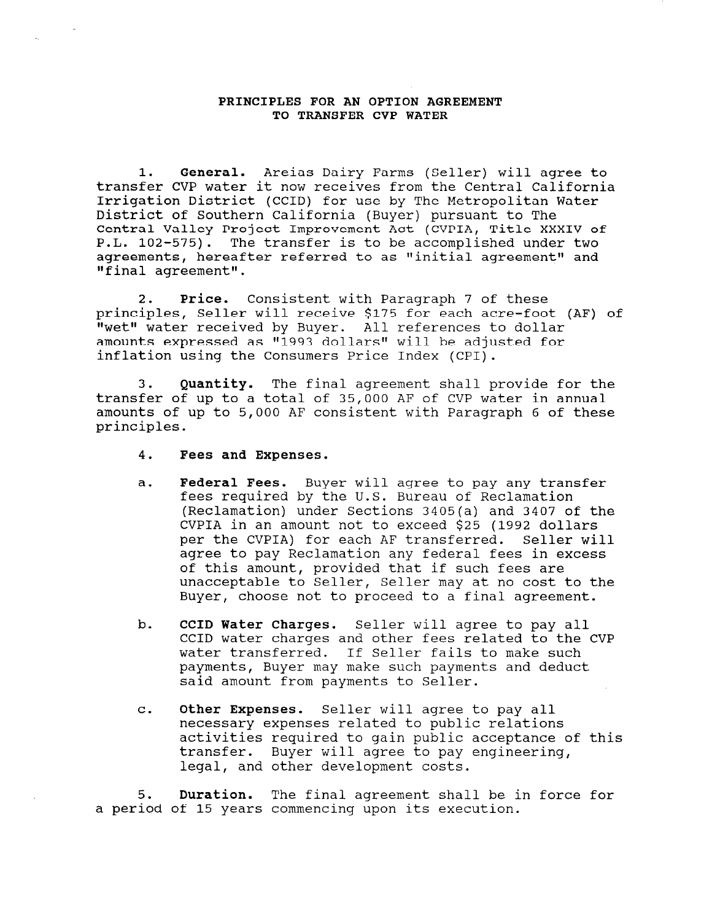# PRINCIPLES FOR AN OPTION AGREEMENT TO TRANSFER CVP WATER

1. **General.** Areias Dairy Farms (Seller) will agree to transfer CVP water it now receives from the Central California Irrigation District (CCID) for use by The Metropolitan Water District of Southern California (Buyer) pursuant to The Central Valley Project Improvement Act (CVPIA, Title XXXIV of P.L. 102-575). The transfer is to be accomplished under two agreements, hereafter referred to as "initial agreement" and "final agreement".

2. **Price.** Consistent with Paragraph 7 of these principles, Seller will receive $175 for each acre-foot (AF) of "wet" water received by Buyer. All references to dollar amounts expressed as "1993 dollars" will be adjusted for inflation using the Consumers Price Index (CPI).

3. **Quantity.** The final agreement shall provide for the transfer of up to a total of 35,000 AF of CVP water in annual amounts of up to 5,000 AF consistent with Paragraph 6 of these principles.

4. **Fees and Expenses.**

   a. **Federal Fees.** Buyer will agree to pay any transfer fees required by the U.S. Bureau of Reclamation (Reclamation) under Sections 3405(a) and 3407 of the CVPIA in an amount not to exceed $25 (1992 dollars per the CVPIA) for each AF transferred. Seller will agree to pay Reclamation any federal fees in excess of this amount, provided that if such fees are unacceptable to Seller, Seller may at no cost to the Buyer, choose not to proceed to a final agreement.

   b. **CCID Water Charges.** Seller will agree to pay all CCID water charges and other fees related to the CVP water transferred. If Seller fails to make such payments, Buyer may make such payments and deduct said amount from payments to Seller.

   c. **Other Expenses.** Seller will agree to pay all necessary expenses related to public relations activities required to gain public acceptance of this transfer. Buyer will agree to pay engineering, legal, and other development costs.

5. **Duration.** The final agreement shall be in force for a period of 15 years commencing upon its execution.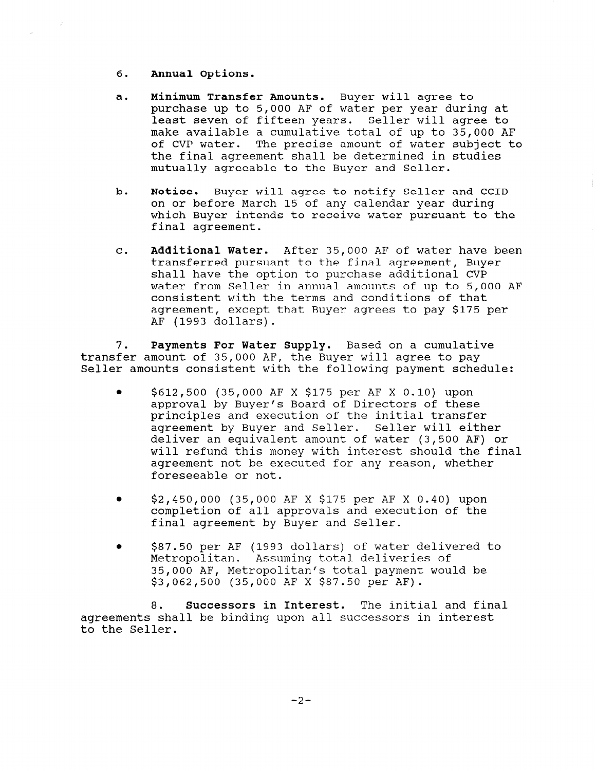6. **Annual Options.**

a. **Minimum Transfer Amounts.** Buyer will agree to purchase up to 5,000 AF of water per year during at least seven of fifteen years. Seller will agree to make available a cumulative total of up to 35,000 AF of CVP water. The precise amount of water subject to the final agreement shall be determined in studies mutually agreeable to the Buyer and Seller.

b. **Notice.** Buyer will agree to notify Seller and CCID on or before March 15 of any calendar year during which Buyer intends to receive water pursuant to the final agreement.

c. **Additional Water.** After 35,000 AF of water have been transferred pursuant to the final agreement, Buyer shall have the option to purchase additional CVP water from Seller in annual amounts of up to 5,000 AF consistent with the terms and conditions of that agreement, except that Buyer agrees to pay $175 per AF (1993 dollars).

7. **Payments For Water Supply.** Based on a cumulative transfer amount of 35,000 AF, the Buyer will agree to pay Seller amounts consistent with the following payment schedule:

- $612,500 (35,000 AF X $175 per AF X 0.10) upon approval by Buyer's Board of Directors of these principles and execution of the initial transfer agreement by Buyer and Seller. Seller will either deliver an equivalent amount of water (3,500 AF) or will refund this money with interest should the final agreement not be executed for any reason, whether foreseeable or not.

- $2,450,000 (35,000 AF X $175 per AF X 0.40) upon completion of all approvals and execution of the final agreement by Buyer and Seller.

- $87.50 per AF (1993 dollars) of water delivered to Metropolitan. Assuming total deliveries of 35,000 AF, Metropolitan's total payment would be $3,062,500 (35,000 AF X $87.50 per AF).

8. **Successors in Interest.** The initial and final agreements shall be binding upon all successors in interest to the Seller.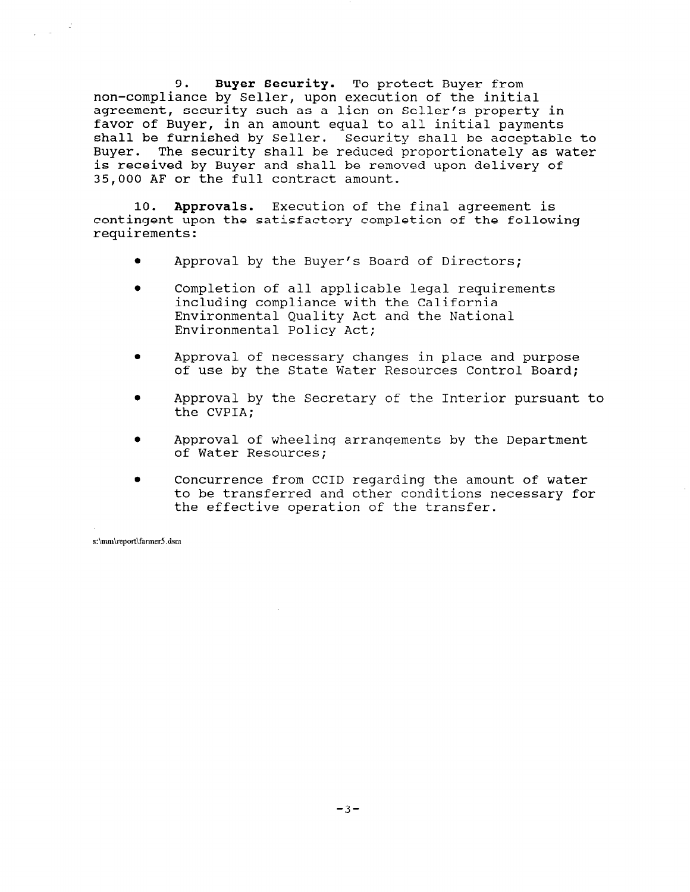9. **Buyer Security.** To protect Buyer from non-compliance by Seller, upon execution of the initial agreement, security such as a lien on Seller's property in favor of Buyer, in an amount equal to all initial payments shall be furnished by Seller. Security shall be acceptable to Buyer. The security shall be reduced proportionately as water is received by Buyer and shall be removed upon delivery of 35,000 AF or the full contract amount.

10. **Approvals.** Execution of the final agreement is contingent upon the satisfactory completion of the following requirements:

- Approval by the Buyer's Board of Directors;
- Completion of all applicable legal requirements including compliance with the California Environmental Quality Act and the National Environmental Policy Act;
- Approval of necessary changes in place and purpose of use by the State Water Resources Control Board;
- Approval by the Secretary of the Interior pursuant to the CVPIA;
- Approval of wheeling arrangements by the Department of Water Resources;
- Concurrence from CCID regarding the amount of water to be transferred and other conditions necessary for the effective operation of the transfer.

s:\mm\report\farmer5.dsm